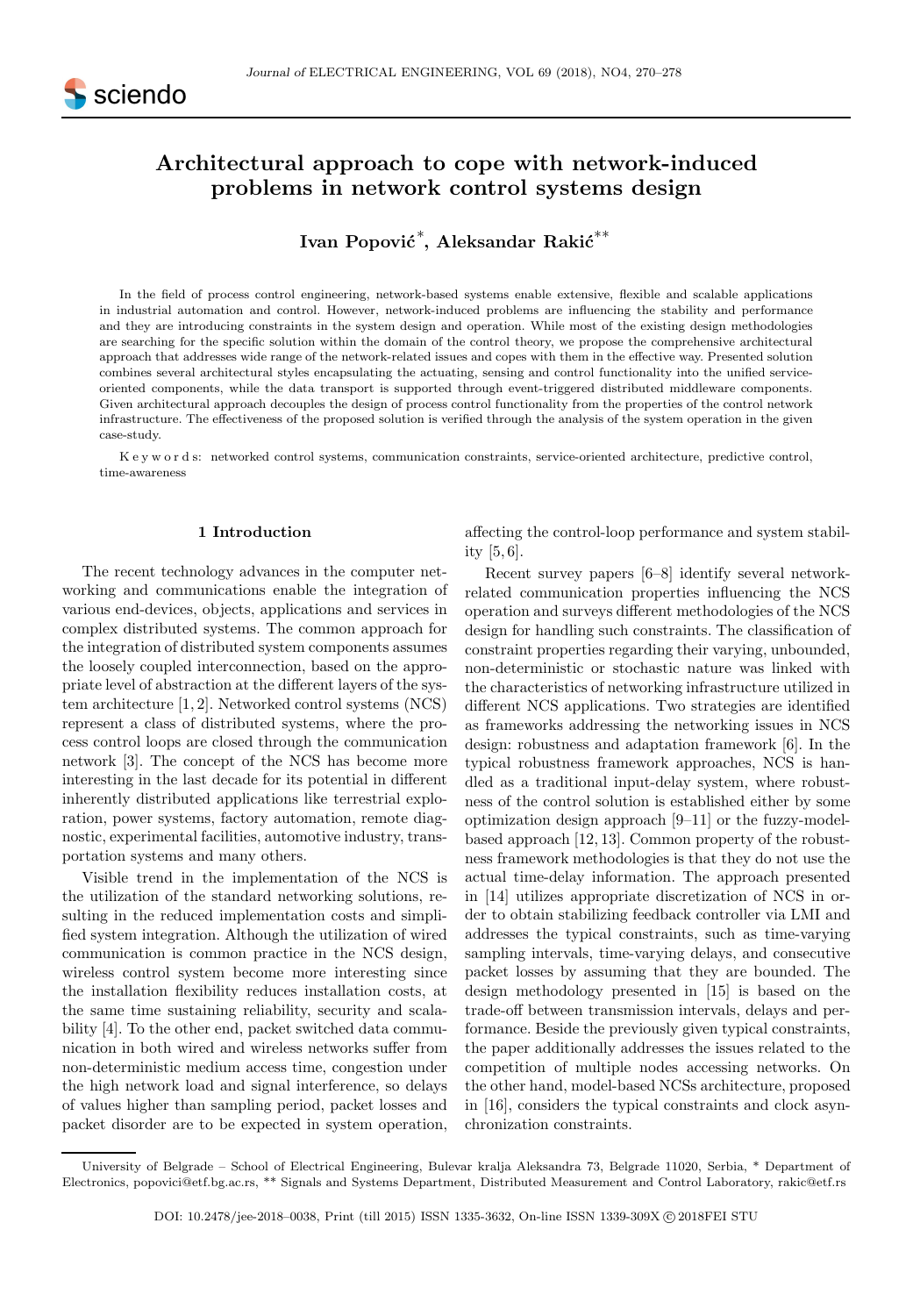# Architectural approach to cope with network-induced problems in network control systems design

**Ivan Popović[*], Aleksandar Rakić[**]**

In the field of process control engineering, network-based systems enable extensive, flexible and scalable applications in industrial automation and control. However, network-induced problems are influencing the stability and performance and they are introducing constraints in the system design and operation. While most of the existing design methodologies are searching for the specific solution within the domain of the control theory, we propose the comprehensive architectural approach that addresses wide range of the network-related issues and copes with them in the effective way. Presented solution combines several architectural styles encapsulating the actuating, sensing and control functionality into the unified service-oriented components, while the data transport is supported through event-triggered distributed middleware components. Given architectural approach decouples the design of process control functionality from the properties of the control network infrastructure. The effectiveness of the proposed solution is verified through the analysis of the system operation in the given case-study.

K e y w o r d s: networked control systems, communication constraints, service-oriented architecture, predictive control, time-awareness

## 1 Introduction

The recent technology advances in the computer networking and communications enable the integration of various end-devices, objects, applications and services in complex distributed systems. The common approach for the integration of distributed system components assumes the loosely coupled interconnection, based on the appropriate level of abstraction at the different layers of the system architecture [1, 2]. Networked control systems (NCS) represent a class of distributed systems, where the process control loops are closed through the communication network [3]. The concept of the NCS has become more interesting in the last decade for its potential in different inherently distributed applications like terrestrial exploration, power systems, factory automation, remote diagnostic, experimental facilities, automotive industry, transportation systems and many others.

Visible trend in the implementation of the NCS is the utilization of the standard networking solutions, resulting in the reduced implementation costs and simplified system integration. Although the utilization of wired communication is common practice in the NCS design, wireless control system become more interesting since the installation flexibility reduces installation costs, at the same time sustaining reliability, security and scalability [4]. To the other end, packet switched data communication in both wired and wireless networks suffer from non-deterministic medium access time, congestion under the high network load and signal interference, so delays of values higher than sampling period, packet losses and packet disorder are to be expected in system operation, affecting the control-loop performance and system stability [5, 6].

Recent survey papers [6–8] identify several network-related communication properties influencing the NCS operation and surveys different methodologies of the NCS design for handling such constraints. The classification of constraint properties regarding their varying, unbounded, non-deterministic or stochastic nature was linked with the characteristics of networking infrastructure utilized in different NCS applications. Two strategies are identified as frameworks addressing the networking issues in NCS design: robustness and adaptation framework [6]. In the typical robustness framework approaches, NCS is handled as a traditional input-delay system, where robustness of the control solution is established either by some optimization design approach [9–11] or the fuzzy-model-based approach [12, 13]. Common property of the robustness framework methodologies is that they do not use the actual time-delay information. The approach presented in [14] utilizes appropriate discretization of NCS in order to obtain stabilizing feedback controller via LMI and addresses the typical constraints, such as time-varying sampling intervals, time-varying delays, and consecutive packet losses by assuming that they are bounded. The design methodology presented in [15] is based on the trade-off between transmission intervals, delays and performance. Beside the previously given typical constraints, the paper additionally addresses the issues related to the competition of multiple nodes accessing networks. On the other hand, model-based NCSs architecture, proposed in [16], considers the typical constraints and clock asynchronization constraints.

---

University of Belgrade – School of Electrical Engineering, Bulevar kralja Aleksandra 73, Belgrade 11020, Serbia, * Department of Electronics, popovici@etf.bg.ac.rs, ** Signals and Systems Department, Distributed Measurement and Control Laboratory, rakic@etf.rs

DOI: 10.2478/jee-2018–0038, Print (till 2015) ISSN 1335-3632, On-line ISSN 1339-309X © 2018FEI STU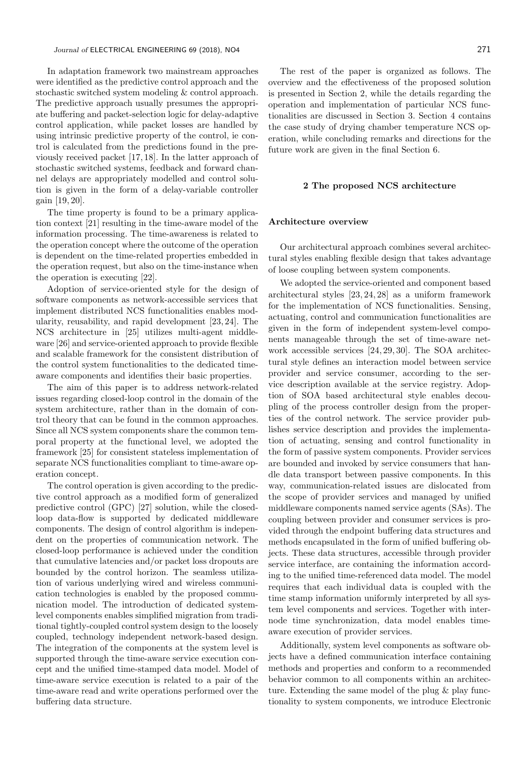In adaptation framework two mainstream approaches were identified as the predictive control approach and the stochastic switched system modeling & control approach. The predictive approach usually presumes the appropriate buffering and packet-selection logic for delay-adaptive control application, while packet losses are handled by using intrinsic predictive property of the control, ie control is calculated from the predictions found in the previously received packet [17, 18]. In the latter approach of stochastic switched systems, feedback and forward channel delays are appropriately modelled and control solution is given in the form of a delay-variable controller gain [19, 20].

The time property is found to be a primary application context [21] resulting in the time-aware model of the information processing. The time-awareness is related to the operation concept where the outcome of the operation is dependent on the time-related properties embedded in the operation request, but also on the time-instance when the operation is executing [22].

Adoption of service-oriented style for the design of software components as network-accessible services that implement distributed NCS functionalities enables modularity, reusability, and rapid development [23, 24]. The NCS architecture in [25] utilizes multi-agent middleware [26] and service-oriented approach to provide flexible and scalable framework for the consistent distribution of the control system functionalities to the dedicated time-aware components and identifies their basic properties.

The aim of this paper is to address network-related issues regarding closed-loop control in the domain of the system architecture, rather than in the domain of control theory that can be found in the common approaches. Since all NCS system components share the common temporal property at the functional level, we adopted the framework [25] for consistent stateless implementation of separate NCS functionalities compliant to time-aware operation concept.

The control operation is given according to the predictive control approach as a modified form of generalized predictive control (GPC) [27] solution, while the closed-loop data-flow is supported by dedicated middleware components. The design of control algorithm is independent on the properties of communication network. The closed-loop performance is achieved under the condition that cumulative latencies and/or packet loss dropouts are bounded by the control horizon. The seamless utilization of various underlying wired and wireless communication technologies is enabled by the proposed communication model. The introduction of dedicated system-level components enables simplified migration from traditional tightly-coupled control system design to the loosely coupled, technology independent network-based design. The integration of the components at the system level is supported through the time-aware service execution concept and the unified time-stamped data model. Model of time-aware service execution is related to a pair of the time-aware read and write operations performed over the buffering data structure.

The rest of the paper is organized as follows. The overview and the effectiveness of the proposed solution is presented in Section 2, while the details regarding the operation and implementation of particular NCS functionalities are discussed in Section 3. Section 4 contains the case study of drying chamber temperature NCS operation, while concluding remarks and directions for the future work are given in the final Section 6.

## 2 The proposed NCS architecture

### Architecture overview

Our architectural approach combines several architectural styles enabling flexible design that takes advantage of loose coupling between system components.

We adopted the service-oriented and component based architectural styles [23, 24, 28] as a uniform framework for the implementation of NCS functionalities. Sensing, actuating, control and communication functionalities are given in the form of independent system-level components manageable through the set of time-aware network accessible services [24, 29, 30]. The SOA architectural style defines an interaction model between service provider and service consumer, according to the service description available at the service registry. Adoption of SOA based architectural style enables decoupling of the process controller design from the properties of the control network. The service provider publishes service description and provides the implementation of actuating, sensing and control functionality in the form of passive system components. Provider services are bounded and invoked by service consumers that handle data transport between passive components. In this way, communication-related issues are dislocated from the scope of provider services and managed by unified middleware components named service agents (SAs). The coupling between provider and consumer services is provided through the endpoint buffering data structures and methods encapsulated in the form of unified buffering objects. These data structures, accessible through provider service interface, are containing the information according to the unified time-referenced data model. The model requires that each individual data is coupled with the time stamp information uniformly interpreted by all system level components and services. Together with inter-node time synchronization, data model enables time-aware execution of provider services.

Additionally, system level components as software objects have a defined communication interface containing methods and properties and conform to a recommended behavior common to all components within an architecture. Extending the same model of the plug & play functionality to system components, we introduce Electronic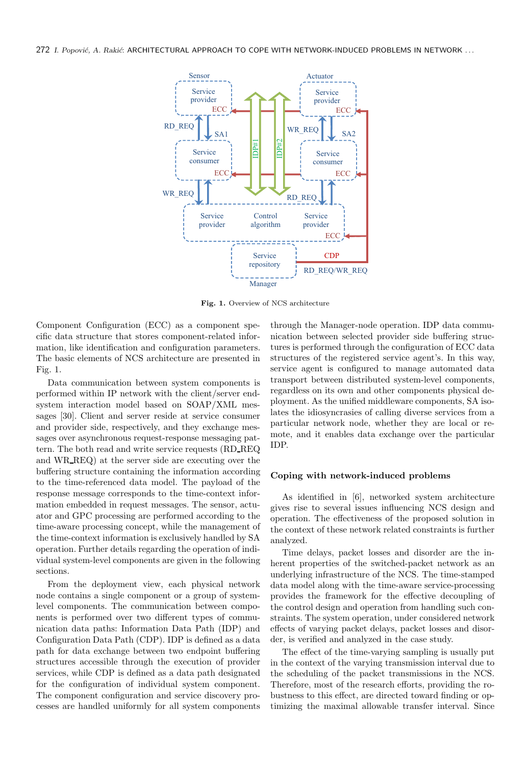**Fig. 1.** Overview of NCS architecture

Component Configuration (ECC) as a component specific data structure that stores component-related information, like identification and configuration parameters. The basic elements of NCS architecture are presented in Fig. 1.

Data communication between system components is performed within IP network with the client/server end-system interaction model based on SOAP/XML messages [30]. Client and server reside at service consumer and provider side, respectively, and they exchange messages over asynchronous request-response messaging pattern. The both read and write service requests (RD_REQ and WR_REQ) at the server side are executing over the buffering structure containing the information according to the time-referenced data model. The payload of the response message corresponds to the time-context information embedded in request messages. The sensor, actuator and GPC processing are performed according to the time-aware processing concept, while the management of the time-context information is exclusively handled by SA operation. Further details regarding the operation of individual system-level components are given in the following sections.

From the deployment view, each physical network node contains a single component or a group of system-level components. The communication between components is performed over two different types of communication data paths: Information Data Path (IDP) and Configuration Data Path (CDP). IDP is defined as a data path for data exchange between two endpoint buffering structures accessible through the execution of provider services, while CDP is defined as a data path designated for the configuration of individual system component. The component configuration and service discovery processes are handled uniformly for all system components through the Manager-node operation. IDP data communication between selected provider side buffering structures is performed through the configuration of ECC data structures of the registered service agent's. In this way, service agent is configured to manage automated data transport between distributed system-level components, regardless on its own and other components physical deployment. As the unified middleware components, SA isolates the idiosyncrasies of calling diverse services from a particular network node, whether they are local or remote, and it enables data exchange over the particular IDP.

### Coping with network-induced problems

As identified in [6], networked system architecture gives rise to several issues influencing NCS design and operation. The effectiveness of the proposed solution in the context of these network related constraints is further analyzed.

Time delays, packet losses and disorder are the inherent properties of the switched-packet network as an underlying infrastructure of the NCS. The time-stamped data model along with the time-aware service-processing provides the framework for the effective decoupling of the control design and operation from handling such constraints. The system operation, under considered network effects of varying packet delays, packet losses and disorder, is verified and analyzed in the case study.

The effect of the time-varying sampling is usually put in the context of the varying transmission interval due to the scheduling of the packet transmissions in the NCS. Therefore, most of the research efforts, providing the robustness to this effect, are directed toward finding or optimizing the maximal allowable transfer interval. Since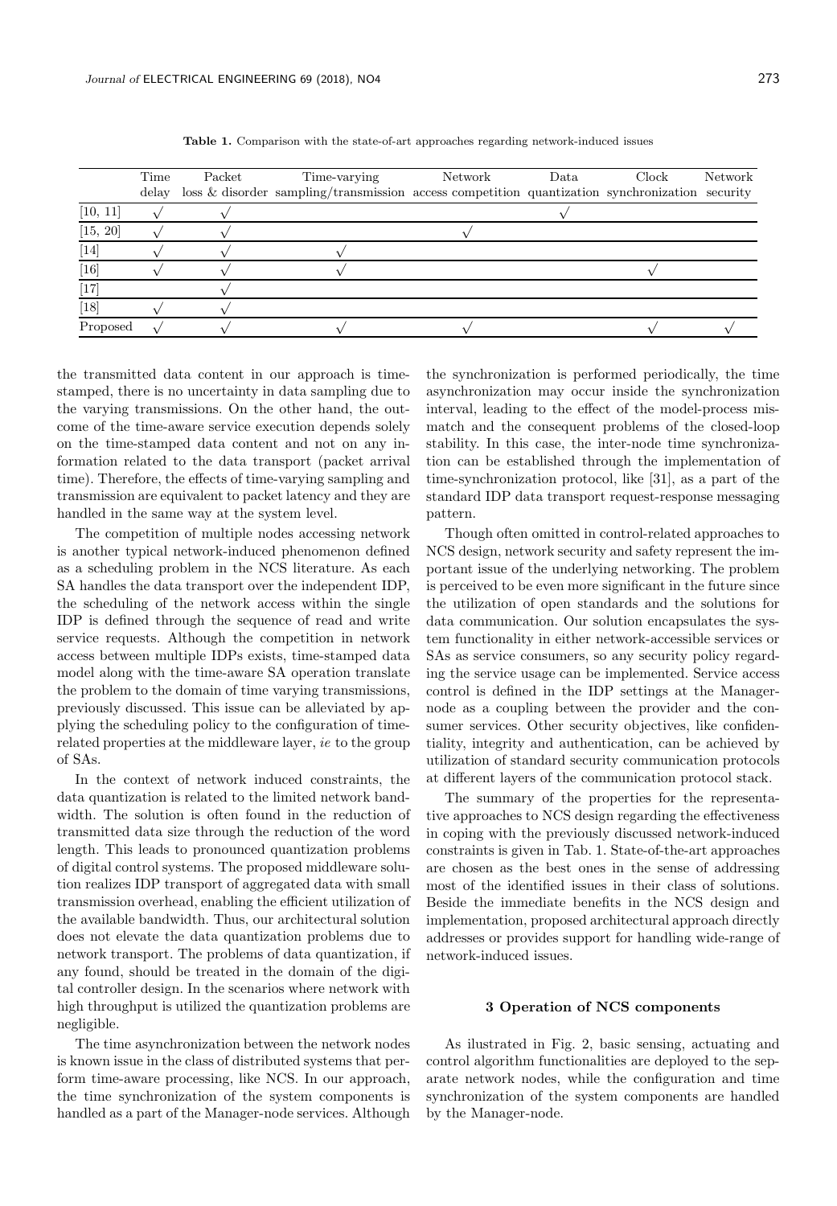**Table 1.** Comparison with the state-of-art approaches regarding network-induced issues

| | Time delay | Packet loss & disorder | Time-varying sampling/transmission | Network access competition | Data quantization | Clock synchronization | Network security |
|---|---|---|---|---|---|---|---|
| [10, 11] | √ | √ | | | √ | | |
| [15, 20] | √ | √ | | √ | | | |
| [14] | √ | √ | √ | | | | |
| [16] | √ | √ | √ | | | √ | |
| [17] | | √ | | | | | |
| [18] | √ | √ | | | | | |
| Proposed | √ | √ | √ | √ | | √ | √ |

the transmitted data content in our approach is time-stamped, there is no uncertainty in data sampling due to the varying transmissions. On the other hand, the outcome of the time-aware service execution depends solely on the time-stamped data content and not on any information related to the data transport (packet arrival time). Therefore, the effects of time-varying sampling and transmission are equivalent to packet latency and they are handled in the same way at the system level.

The competition of multiple nodes accessing network is another typical network-induced phenomenon defined as a scheduling problem in the NCS literature. As each SA handles the data transport over the independent IDP, the scheduling of the network access within the single IDP is defined through the sequence of read and write service requests. Although the competition in network access between multiple IDPs exists, time-stamped data model along with the time-aware SA operation translate the problem to the domain of time varying transmissions, previously discussed. This issue can be alleviated by applying the scheduling policy to the configuration of time-related properties at the middleware layer, *ie* to the group of SAs.

In the context of network induced constraints, the data quantization is related to the limited network bandwidth. The solution is often found in the reduction of transmitted data size through the reduction of the word length. This leads to pronounced quantization problems of digital control systems. The proposed middleware solution realizes IDP transport of aggregated data with small transmission overhead, enabling the efficient utilization of the available bandwidth. Thus, our architectural solution does not elevate the data quantization problems due to network transport. The problems of data quantization, if any found, should be treated in the domain of the digital controller design. In the scenarios where network with high throughput is utilized the quantization problems are negligible.

The time asynchronization between the network nodes is known issue in the class of distributed systems that perform time-aware processing, like NCS. In our approach, the time synchronization of the system components is handled as a part of the Manager-node services. Although the synchronization is performed periodically, the time asynchronization may occur inside the synchronization interval, leading to the effect of the model-process mismatch and the consequent problems of the closed-loop stability. In this case, the inter-node time synchronization can be established through the implementation of time-synchronization protocol, like [31], as a part of the standard IDP data transport request-response messaging pattern.

Though often omitted in control-related approaches to NCS design, network security and safety represent the important issue of the underlying networking. The problem is perceived to be even more significant in the future since the utilization of open standards and the solutions for data communication. Our solution encapsulates the system functionality in either network-accessible services or SAs as service consumers, so any security policy regarding the service usage can be implemented. Service access control is defined in the IDP settings at the Manager-node as a coupling between the provider and the consumer services. Other security objectives, like confidentiality, integrity and authentication, can be achieved by utilization of standard security communication protocols at different layers of the communication protocol stack.

The summary of the properties for the representative approaches to NCS design regarding the effectiveness in coping with the previously discussed network-induced constraints is given in Tab. 1. State-of-the-art approaches are chosen as the best ones in the sense of addressing most of the identified issues in their class of solutions. Beside the immediate benefits in the NCS design and implementation, proposed architectural approach directly addresses or provides support for handling wide-range of network-induced issues.

## 3 Operation of NCS components

As ilustrated in Fig. 2, basic sensing, actuating and control algorithm functionalities are deployed to the separate network nodes, while the configuration and time synchronization of the system components are handled by the Manager-node.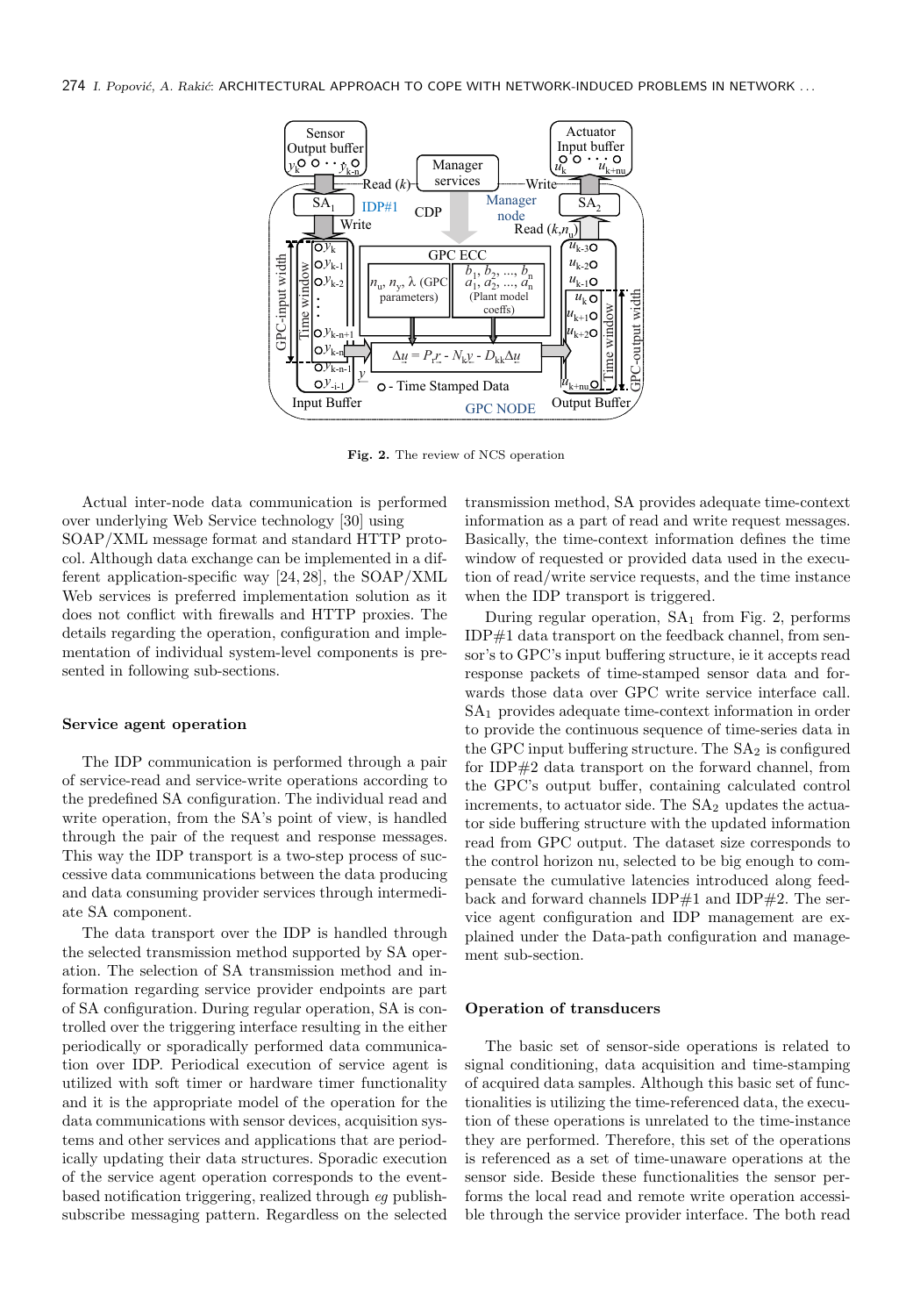**Fig. 2.** The review of NCS operation

Actual inter-node data communication is performed over underlying Web Service technology [30] using SOAP/XML message format and standard HTTP protocol. Although data exchange can be implemented in a different application-specific way [24, 28], the SOAP/XML Web services is preferred implementation solution as it does not conflict with firewalls and HTTP proxies. The details regarding the operation, configuration and implementation of individual system-level components is presented in following sub-sections.

### Service agent operation

The IDP communication is performed through a pair of service-read and service-write operations according to the predefined SA configuration. The individual read and write operation, from the SA's point of view, is handled through the pair of the request and response messages. This way the IDP transport is a two-step process of successive data communications between the data producing and data consuming provider services through intermediate SA component.

The data transport over the IDP is handled through the selected transmission method supported by SA operation. The selection of SA transmission method and information regarding service provider endpoints are part of SA configuration. During regular operation, SA is controlled over the triggering interface resulting in the either periodically or sporadically performed data communication over IDP. Periodical execution of service agent is utilized with soft timer or hardware timer functionality and it is the appropriate model of the operation for the data communications with sensor devices, acquisition systems and other services and applications that are periodically updating their data structures. Sporadic execution of the service agent operation corresponds to the event-based notification triggering, realized through *eg* publish-subscribe messaging pattern. Regardless on the selected transmission method, SA provides adequate time-context information as a part of read and write request messages. Basically, the time-context information defines the time window of requested or provided data used in the execution of read/write service requests, and the time instance when the IDP transport is triggered.

During regular operation, $SA_1$ from Fig. 2, performs IDP#1 data transport on the feedback channel, from sensor's to GPC's input buffering structure, ie it accepts read response packets of time-stamped sensor data and forwards those data over GPC write service interface call. $SA_1$ provides adequate time-context information in order to provide the continuous sequence of time-series data in the GPC input buffering structure. The $SA_2$ is configured for IDP#2 data transport on the forward channel, from the GPC's output buffer, containing calculated control increments, to actuator side. The $SA_2$ updates the actuator side buffering structure with the updated information read from GPC output. The dataset size corresponds to the control horizon nu, selected to be big enough to compensate the cumulative latencies introduced along feedback and forward channels IDP#1 and IDP#2. The service agent configuration and IDP management are explained under the Data-path configuration and management sub-section.

### Operation of transducers

The basic set of sensor-side operations is related to signal conditioning, data acquisition and time-stamping of acquired data samples. Although this basic set of functionalities is utilizing the time-referenced data, the execution of these operations is unrelated to the time-instance they are performed. Therefore, this set of the operations is referenced as a set of time-unaware operations at the sensor side. Beside these functionalities the sensor performs the local read and remote write operation accessible through the service provider interface. The both read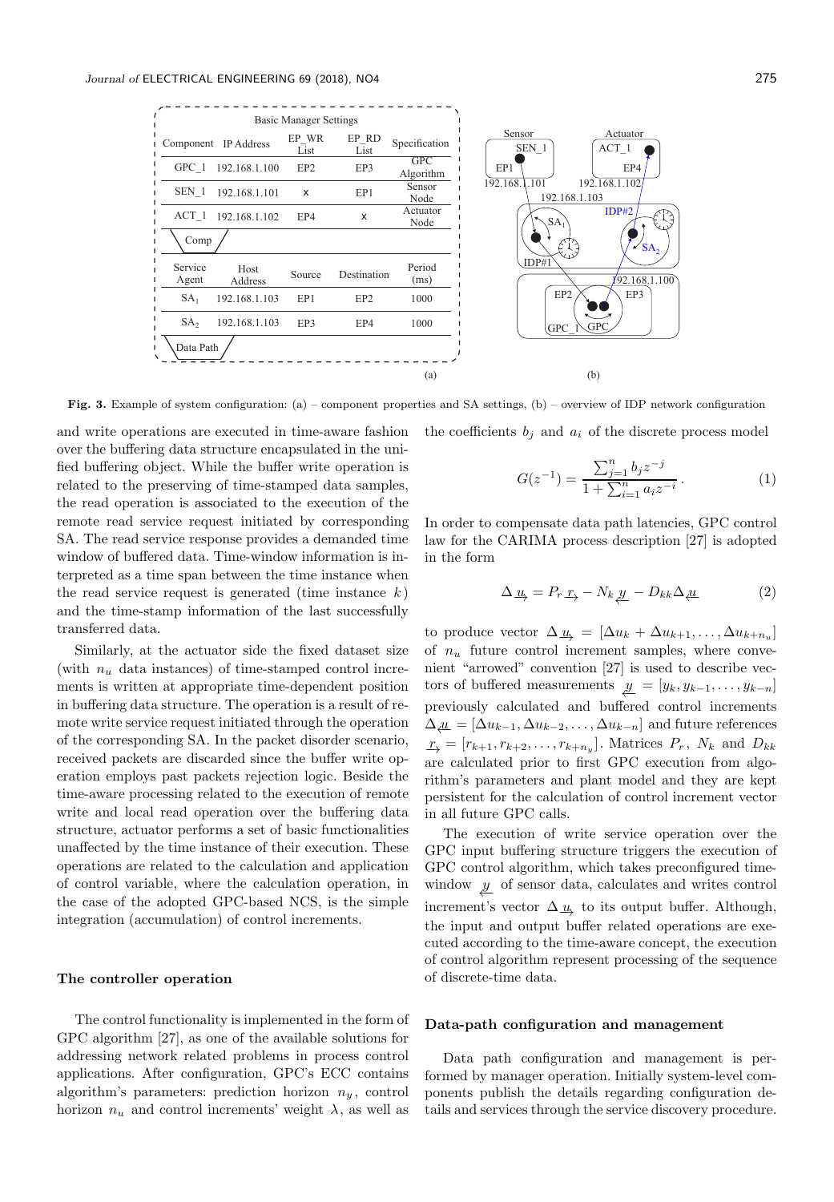| Component | IP Address | EP_WR List | EP_RD List | Specification |
| --- | --- | --- | --- | --- |
| GPC_1 | 192.168.1.100 | EP2 | EP3 | GPC Algorithm |
| SEN_1 | 192.168.1.101 | x | EP1 | Sensor Node |
| ACT_1 | 192.168.1.102 | EP4 | x | Actuator Node |

| Service Agent | Host Address | Source | Destination | Period (ms) |
| --- | --- | --- | --- | --- |
| $SA_1$ | 192.168.1.103 | EP1 | EP2 | 1000 |
| $SA_2$ | 192.168.1.103 | EP3 | EP4 | 1000 |

**Fig. 3.** Example of system configuration: (a) – component properties and SA settings, (b) – overview of IDP network configuration

and write operations are executed in time-aware fashion over the buffering data structure encapsulated in the unified buffering object. While the buffer write operation is related to the preserving of time-stamped data samples, the read operation is associated to the execution of the remote read service request initiated by corresponding SA. The read service response provides a demanded time window of buffered data. Time-window information is interpreted as a time span between the time instance when the read service request is generated (time instance $k$) and the time-stamp information of the last successfully transferred data.

Similarly, at the actuator side the fixed dataset size (with $n_u$ data instances) of time-stamped control increments is written at appropriate time-dependent position in buffering data structure. The operation is a result of remote write service request initiated through the operation of the corresponding SA. In the packet disorder scenario, received packets are discarded since the buffer write operation employs past packets rejection logic. Beside the time-aware processing related to the execution of remote write and local read operation over the buffering data structure, actuator performs a set of basic functionalities unaffected by the time instance of their execution. These operations are related to the calculation and application of control variable, where the calculation operation, in the case of the adopted GPC-based NCS, is the simple integration (accumulation) of control increments.

### The controller operation

The control functionality is implemented in the form of GPC algorithm [27], as one of the available solutions for addressing network related problems in process control applications. After configuration, GPC's ECC contains algorithm's parameters: prediction horizon $n_y$, control horizon $n_u$ and control increments' weight $\lambda$, as well as the coefficients $b_j$ and $a_i$ of the discrete process model

$$G(z^{-1}) = \frac{\sum_{j=1}^{n} b_j z^{-j}}{1 + \sum_{i=1}^{n} a_i z^{-i}}. \tag{1}$$

In order to compensate data path latencies, GPC control law for the CARIMA process description [27] is adopted in the form

$$\Delta \underset{\rightarrow}{u} = P_r \underset{\rightarrow}{r} - N_k \underset{\leftarrow}{y} - D_{kk} \Delta \underset{\leftarrow}{u} \tag{2}$$

to produce vector $\Delta \underset{\rightarrow}{u} = [\Delta u_k + \Delta u_{k+1}, \dots, \Delta u_{k+n_u}]$ of $n_u$ future control increment samples, where convenient "arrowed" convention [27] is used to describe vectors of buffered measurements $\underset{\leftarrow}{y} = [y_k, y_{k-1}, \dots, y_{k-n}]$ previously calculated and buffered control increments $\Delta \underset{\leftarrow}{u} = [\Delta u_{k-1}, \Delta u_{k-2}, \dots, \Delta u_{k-n}]$ and future references $\underset{\rightarrow}{r} = [r_{k+1}, r_{k+2}, \dots, r_{k+n_y}]$. Matrices $P_r$, $N_k$ and $D_{kk}$ are calculated prior to first GPC execution from algorithm's parameters and plant model and they are kept persistent for the calculation of control increment vector in all future GPC calls.

The execution of write service operation over the GPC input buffering structure triggers the execution of GPC control algorithm, which takes preconfigured time-window $\underset{\leftarrow}{y}$ of sensor data, calculates and writes control increment's vector $\Delta \underset{\rightarrow}{u}$ to its output buffer. Although, the input and output buffer related operations are executed according to the time-aware concept, the execution of control algorithm represent processing of the sequence of discrete-time data.

### Data-path configuration and management

Data path configuration and management is performed by manager operation. Initially system-level components publish the details regarding configuration details and services through the service discovery procedure.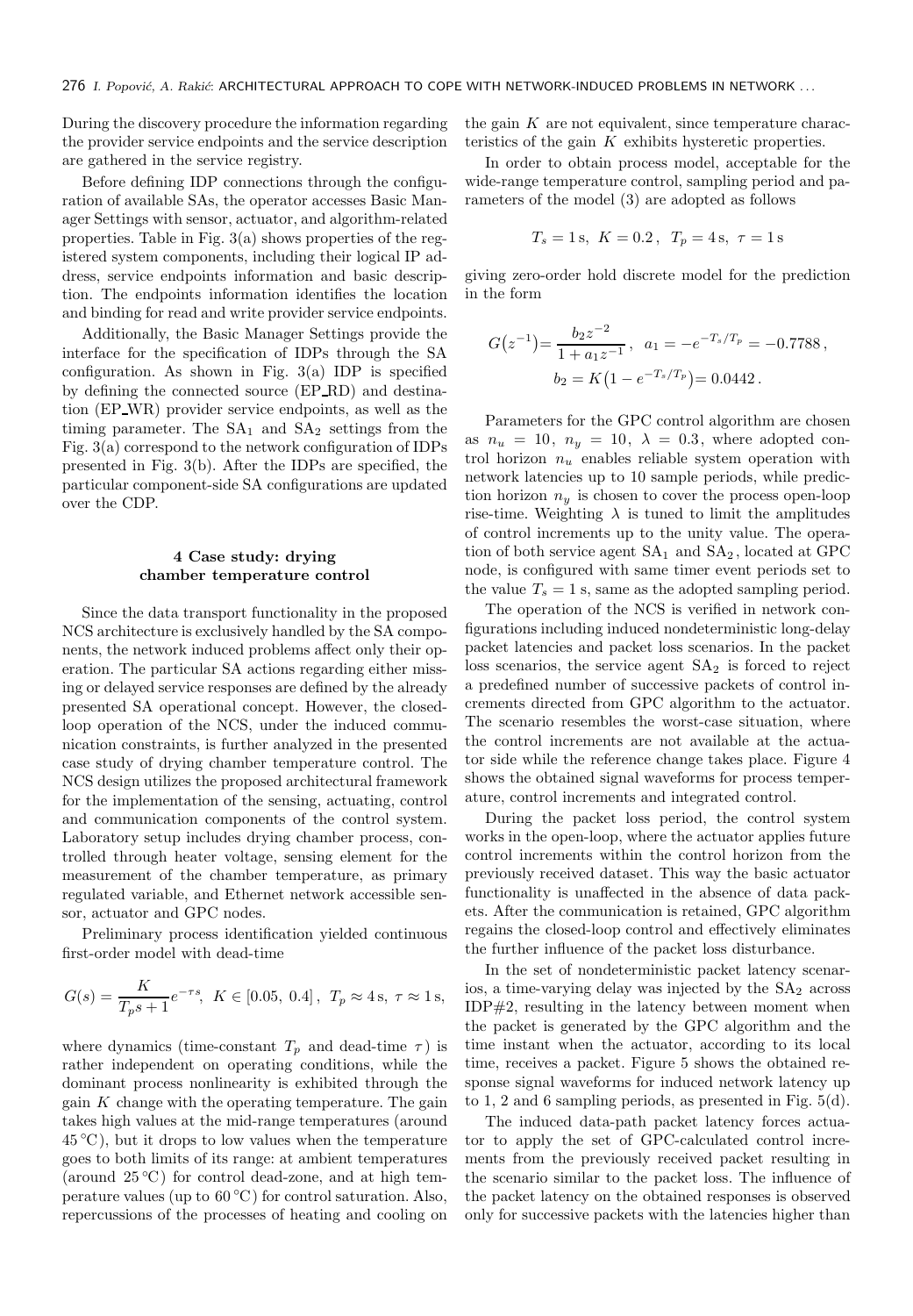During the discovery procedure the information regarding the provider service endpoints and the service description are gathered in the service registry.

Before defining IDP connections through the configuration of available SAs, the operator accesses Basic Manager Settings with sensor, actuator, and algorithm-related properties. Table in Fig. 3(a) shows properties of the registered system components, including their logical IP address, service endpoints information and basic description. The endpoints information identifies the location and binding for read and write provider service endpoints.

Additionally, the Basic Manager Settings provide the interface for the specification of IDPs through the SA configuration. As shown in Fig. 3(a) IDP is specified by defining the connected source (EP_RD) and destination (EP_WR) provider service endpoints, as well as the timing parameter. The $SA_1$ and $SA_2$ settings from the Fig. 3(a) correspond to the network configuration of IDPs presented in Fig. 3(b). After the IDPs are specified, the particular component-side SA configurations are updated over the CDP.

## 4 Case study: drying chamber temperature control

Since the data transport functionality in the proposed NCS architecture is exclusively handled by the SA components, the network induced problems affect only their operation. The particular SA actions regarding either missing or delayed service responses are defined by the already presented SA operational concept. However, the closed-loop operation of the NCS, under the induced communication constraints, is further analyzed in the presented case study of drying chamber temperature control. The NCS design utilizes the proposed architectural framework for the implementation of the sensing, actuating, control and communication components of the control system. Laboratory setup includes drying chamber process, controlled through heater voltage, sensing element for the measurement of the chamber temperature, as primary regulated variable, and Ethernet network accessible sensor, actuator and GPC nodes.

Preliminary process identification yielded continuous first-order model with dead-time

$$G(s) = \frac{K}{T_p s + 1} e^{-\tau s}, \; K \in [0.05,\, 0.4]\,, \; T_p \approx 4\,\text{s}, \; \tau \approx 1\,\text{s},$$

where dynamics (time-constant $T_p$ and dead-time $\tau$) is rather independent on operating conditions, while the dominant process nonlinearity is exhibited through the gain $K$ change with the operating temperature. The gain takes high values at the mid-range temperatures (around 45 °C), but it drops to low values when the temperature goes to both limits of its range: at ambient temperatures (around 25 °C) for control dead-zone, and at high temperature values (up to 60 °C) for control saturation. Also, repercussions of the processes of heating and cooling on the gain $K$ are not equivalent, since temperature characteristics of the gain $K$ exhibits hysteretic properties.

In order to obtain process model, acceptable for the wide-range temperature control, sampling period and parameters of the model (3) are adopted as follows

$$T_s = 1\,\text{s}, \; K = 0.2\,, \; T_p = 4\,\text{s}, \; \tau = 1\,\text{s}$$

giving zero-order hold discrete model for the prediction in the form

$$G(z^{-1}) = \frac{b_2 z^{-2}}{1 + a_1 z^{-1}}\,, \quad a_1 = -e^{-T_s/T_p} = -0.7788\,,$$
$$b_2 = K\left(1 - e^{-T_s/T_p}\right) = 0.0442\,.$$

Parameters for the GPC control algorithm are chosen as $n_u = 10$, $n_y = 10$, $\lambda = 0.3$, where adopted control horizon $n_u$ enables reliable system operation with network latencies up to 10 sample periods, while prediction horizon $n_y$ is chosen to cover the process open-loop rise-time. Weighting $\lambda$ is tuned to limit the amplitudes of control increments up to the unity value. The operation of both service agent $SA_1$ and $SA_2$, located at GPC node, is configured with same timer event periods set to the value $T_s = 1$ s, same as the adopted sampling period.

The operation of the NCS is verified in network configurations including induced nondeterministic long-delay packet latencies and packet loss scenarios. In the packet loss scenarios, the service agent $SA_2$ is forced to reject a predefined number of successive packets of control increments directed from GPC algorithm to the actuator. The scenario resembles the worst-case situation, where the control increments are not available at the actuator side while the reference change takes place. Figure 4 shows the obtained signal waveforms for process temperature, control increments and integrated control.

During the packet loss period, the control system works in the open-loop, where the actuator applies future control increments within the control horizon from the previously received dataset. This way the basic actuator functionality is unaffected in the absence of data packets. After the communication is retained, GPC algorithm regains the closed-loop control and effectively eliminates the further influence of the packet loss disturbance.

In the set of nondeterministic packet latency scenarios, a time-varying delay was injected by the $SA_2$ across IDP#2, resulting in the latency between moment when the packet is generated by the GPC algorithm and the time instant when the actuator, according to its local time, receives a packet. Figure 5 shows the obtained response signal waveforms for induced network latency up to 1, 2 and 6 sampling periods, as presented in Fig. 5(d).

The induced data-path packet latency forces actuator to apply the set of GPC-calculated control increments from the previously received packet resulting in the scenario similar to the packet loss. The influence of the packet latency on the obtained responses is observed only for successive packets with the latencies higher than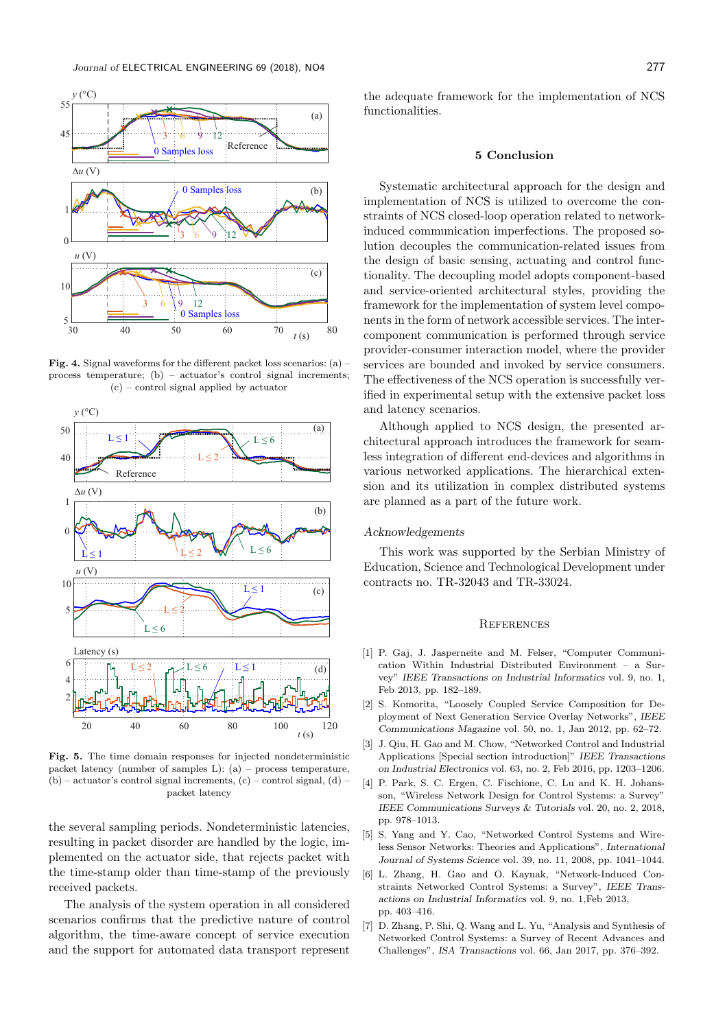Fig. 4. Signal waveforms for the different packet loss scenarios: (a) – process temperature; (b) – actuator's control signal increments; (c) – control signal applied by actuator

Fig. 5. The time domain responses for injected nondeterministic packet latency (number of samples L): (a) – process temperature, (b) – actuator's control signal increments, (c) – control signal, (d) – packet latency

the several sampling periods. Nondeterministic latencies, resulting in packet disorder are handled by the logic, implemented on the actuator side, that rejects packet with the time-stamp older than time-stamp of the previously received packets.

The analysis of the system operation in all considered scenarios confirms that the predictive nature of control algorithm, the time-aware concept of service execution and the support for automated data transport represent the adequate framework for the implementation of NCS functionalities.

## 5 Conclusion

Systematic architectural approach for the design and implementation of NCS is utilized to overcome the constraints of NCS closed-loop operation related to network-induced communication imperfections. The proposed solution decouples the communication-related issues from the design of basic sensing, actuating and control functionality. The decoupling model adopts component-based and service-oriented architectural styles, providing the framework for the implementation of system level components in the form of network accessible services. The inter-component communication is performed through service provider-consumer interaction model, where the provider services are bounded and invoked by service consumers. The effectiveness of the NCS operation is successfully verified in experimental setup with the extensive packet loss and latency scenarios.

Although applied to NCS design, the presented architectural approach introduces the framework for seamless integration of different end-devices and algorithms in various networked applications. The hierarchical extension and its utilization in complex distributed systems are planned as a part of the future work.

### *Acknowledgements*

This work was supported by the Serbian Ministry of Education, Science and Technological Development under contracts no. TR-32043 and TR-33024.

## References

[1] P. Gaj, J. Jasperneite and M. Felser, "Computer Communication Within Industrial Distributed Environment – a Survey" *IEEE Transactions on Industrial Informatics* vol. 9, no. 1, Feb 2013, pp. 182–189.

[2] S. Komorita, "Loosely Coupled Service Composition for Deployment of Next Generation Service Overlay Networks", *IEEE Communications Magazine* vol. 50, no. 1, Jan 2012, pp. 62–72.

[3] J. Qiu, H. Gao and M. Chow, "Networked Control and Industrial Applications [Special section introduction]" *IEEE Transactions on Industrial Electronics* vol. 63, no. 2, Feb 2016, pp. 1203–1206.

[4] P. Park, S. C. Ergen, C. Fischione, C. Lu and K. H. Johansson, "Wireless Network Design for Control Systems: a Survey" *IEEE Communications Surveys & Tutorials* vol. 20, no. 2, 2018, pp. 978–1013.

[5] S. Yang and Y. Cao, "Networked Control Systems and Wireless Sensor Networks: Theories and Applications", *International Journal of Systems Science* vol. 39, no. 11, 2008, pp. 1041–1044.

[6] L. Zhang, H. Gao and O. Kaynak, "Network-Induced Constraints Networked Control Systems: a Survey", *IEEE Transactions on Industrial Informatics* vol. 9, no. 1,Feb 2013, pp. 403–416.

[7] D. Zhang, P. Shi, Q. Wang and L. Yu, "Analysis and Synthesis of Networked Control Systems: a Survey of Recent Advances and Challenges", *ISA Transactions* vol. 66, Jan 2017, pp. 376–392.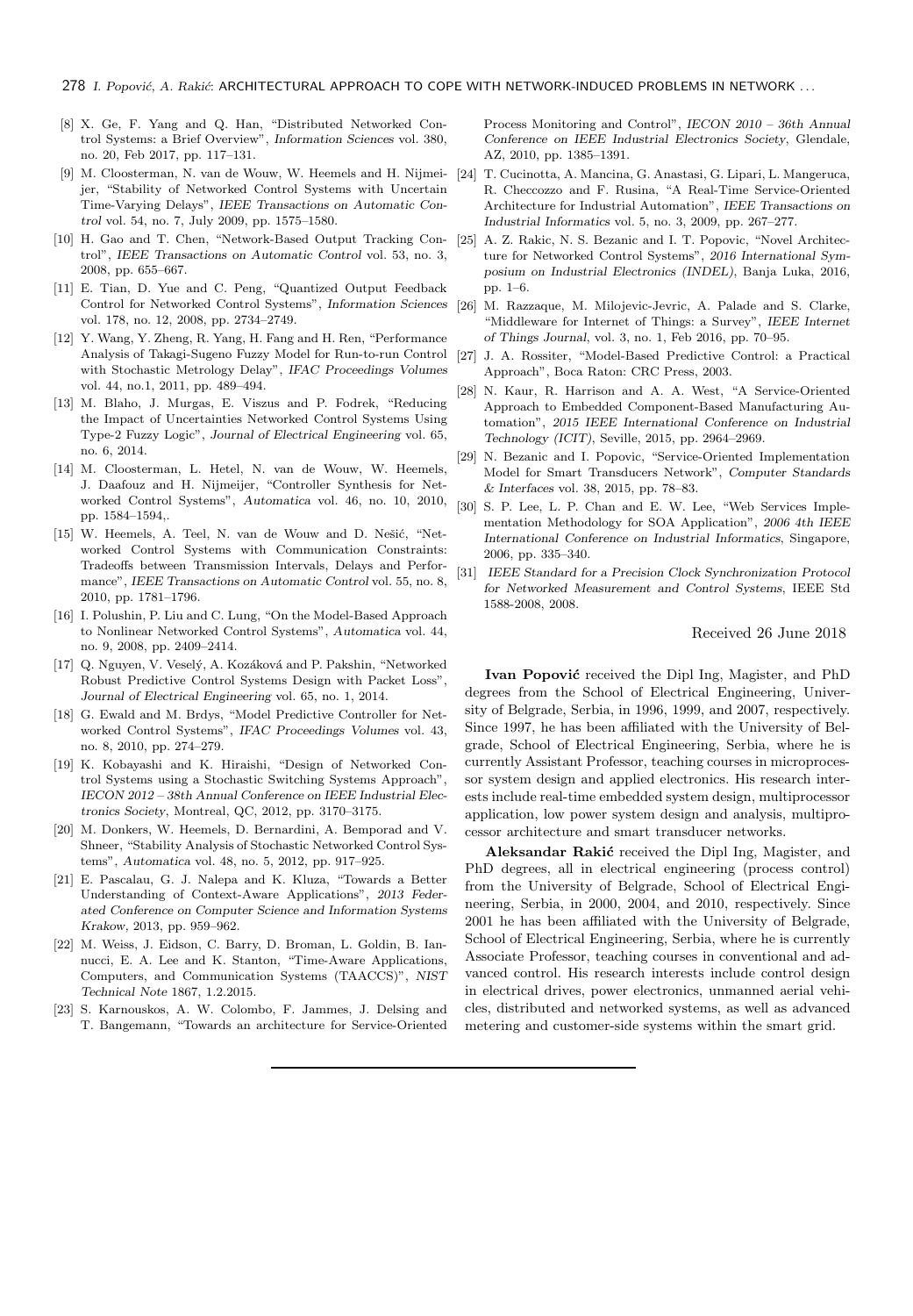[8] X. Ge, F. Yang and Q. Han, "Distributed Networked Control Systems: a Brief Overview", *Information Sciences* vol. 380, no. 20, Feb 2017, pp. 117–131.

[9] M. Cloosterman, N. van de Wouw, W. Heemels and H. Nijmeijer, "Stability of Networked Control Systems with Uncertain Time-Varying Delays", *IEEE Transactions on Automatic Control* vol. 54, no. 7, July 2009, pp. 1575–1580.

[10] H. Gao and T. Chen, "Network-Based Output Tracking Control", *IEEE Transactions on Automatic Control* vol. 53, no. 3, 2008, pp. 655–667.

[11] E. Tian, D. Yue and C. Peng, "Quantized Output Feedback Control for Networked Control Systems", *Information Sciences* vol. 178, no. 12, 2008, pp. 2734–2749.

[12] Y. Wang, Y. Zheng, R. Yang, H. Fang and H. Ren, "Performance Analysis of Takagi-Sugeno Fuzzy Model for Run-to-run Control with Stochastic Metrology Delay", *IFAC Proceedings Volumes* vol. 44, no.1, 2011, pp. 489–494.

[13] M. Blaho, J. Murgas, E. Viszus and P. Fodrek, "Reducing the Impact of Uncertainties Networked Control Systems Using Type-2 Fuzzy Logic", *Journal of Electrical Engineering* vol. 65, no. 6, 2014.

[14] M. Cloosterman, L. Hetel, N. van de Wouw, W. Heemels, J. Daafouz and H. Nijmeijer, "Controller Synthesis for Networked Control Systems", *Automatica* vol. 46, no. 10, 2010, pp. 1584–1594,.

[15] W. Heemels, A. Teel, N. van de Wouw and D. Nešić, "Networked Control Systems with Communication Constraints: Tradeoffs between Transmission Intervals, Delays and Performance", *IEEE Transactions on Automatic Control* vol. 55, no. 8, 2010, pp. 1781–1796.

[16] I. Polushin, P. Liu and C. Lung, "On the Model-Based Approach to Nonlinear Networked Control Systems", *Automatica* vol. 44, no. 9, 2008, pp. 2409–2414.

[17] Q. Nguyen, V. Veselý, A. Kozáková and P. Pakshin, "Networked Robust Predictive Control Systems Design with Packet Loss", *Journal of Electrical Engineering* vol. 65, no. 1, 2014.

[18] G. Ewald and M. Brdys, "Model Predictive Controller for Networked Control Systems", *IFAC Proceedings Volumes* vol. 43, no. 8, 2010, pp. 274–279.

[19] K. Kobayashi and K. Hiraishi, "Design of Networked Control Systems using a Stochastic Switching Systems Approach", *IECON 2012 – 38th Annual Conference on IEEE Industrial Electronics Society*, Montreal, QC, 2012, pp. 3170–3175.

[20] M. Donkers, W. Heemels, D. Bernardini, A. Bemporad and V. Shneer, "Stability Analysis of Stochastic Networked Control Systems", *Automatica* vol. 48, no. 5, 2012, pp. 917–925.

[21] E. Pascalau, G. J. Nalepa and K. Kluza, "Towards a Better Understanding of Context-Aware Applications", *2013 Federated Conference on Computer Science and Information Systems Krakow,* 2013, pp. 959–962.

[22] M. Weiss, J. Eidson, C. Barry, D. Broman, L. Goldin, B. Iannucci, E. A. Lee and K. Stanton, "Time-Aware Applications, Computers, and Communication Systems (TAACCS)", *NIST Technical Note* 1867, 1.2.2015.

[23] S. Karnouskos, A. W. Colombo, F. Jammes, J. Delsing and T. Bangemann, "Towards an architecture for Service-Oriented Process Monitoring and Control", *IECON 2010 – 36th Annual Conference on IEEE Industrial Electronics Society*, Glendale, AZ, 2010, pp. 1385–1391.

[24] T. Cucinotta, A. Mancina, G. Anastasi, G. Lipari, L. Mangeruca, R. Checcozzo and F. Rusina, "A Real-Time Service-Oriented Architecture for Industrial Automation", *IEEE Transactions on Industrial Informatics* vol. 5, no. 3, 2009, pp. 267–277.

[25] A. Z. Rakic, N. S. Bezanic and I. T. Popovic, "Novel Architecture for Networked Control Systems", *2016 International Symposium on Industrial Electronics (INDEL)*, Banja Luka, 2016, pp. 1–6.

[26] M. Razzaque, M. Milojevic-Jevric, A. Palade and S. Clarke, "Middleware for Internet of Things: a Survey", *IEEE Internet of Things Journal*, vol. 3, no. 1, Feb 2016, pp. 70–95.

[27] J. A. Rossiter, "Model-Based Predictive Control: a Practical Approach", Boca Raton: CRC Press, 2003.

[28] N. Kaur, R. Harrison and A. A. West, "A Service-Oriented Approach to Embedded Component-Based Manufacturing Automation", *2015 IEEE International Conference on Industrial Technology (ICIT)*, Seville, 2015, pp. 2964–2969.

[29] N. Bezanic and I. Popovic, "Service-Oriented Implementation Model for Smart Transducers Network", *Computer Standards & Interfaces* vol. 38, 2015, pp. 78–83.

[30] S. P. Lee, L. P. Chan and E. W. Lee, "Web Services Implementation Methodology for SOA Application", *2006 4th IEEE International Conference on Industrial Informatics*, Singapore, 2006, pp. 335–340.

[31] *IEEE Standard for a Precision Clock Synchronization Protocol for Networked Measurement and Control Systems*, IEEE Std 1588-2008, 2008.

Received 26 June 2018

**Ivan Popović** received the Dipl Ing, Magister, and PhD degrees from the School of Electrical Engineering, University of Belgrade, Serbia, in 1996, 1999, and 2007, respectively. Since 1997, he has been affiliated with the University of Belgrade, School of Electrical Engineering, Serbia, where he is currently Assistant Professor, teaching courses in microprocessor system design and applied electronics. His research interests include real-time embedded system design, multiprocessor application, low power system design and analysis, multiprocessor architecture and smart transducer networks.

**Aleksandar Rakić** received the Dipl Ing, Magister, and PhD degrees, all in electrical engineering (process control) from the University of Belgrade, School of Electrical Engineering, Serbia, in 2000, 2004, and 2010, respectively. Since 2001 he has been affiliated with the University of Belgrade, School of Electrical Engineering, Serbia, where he is currently Associate Professor, teaching courses in conventional and advanced control. His research interests include control design in electrical drives, power electronics, unmanned aerial vehicles, distributed and networked systems, as well as advanced metering and customer-side systems within the smart grid.